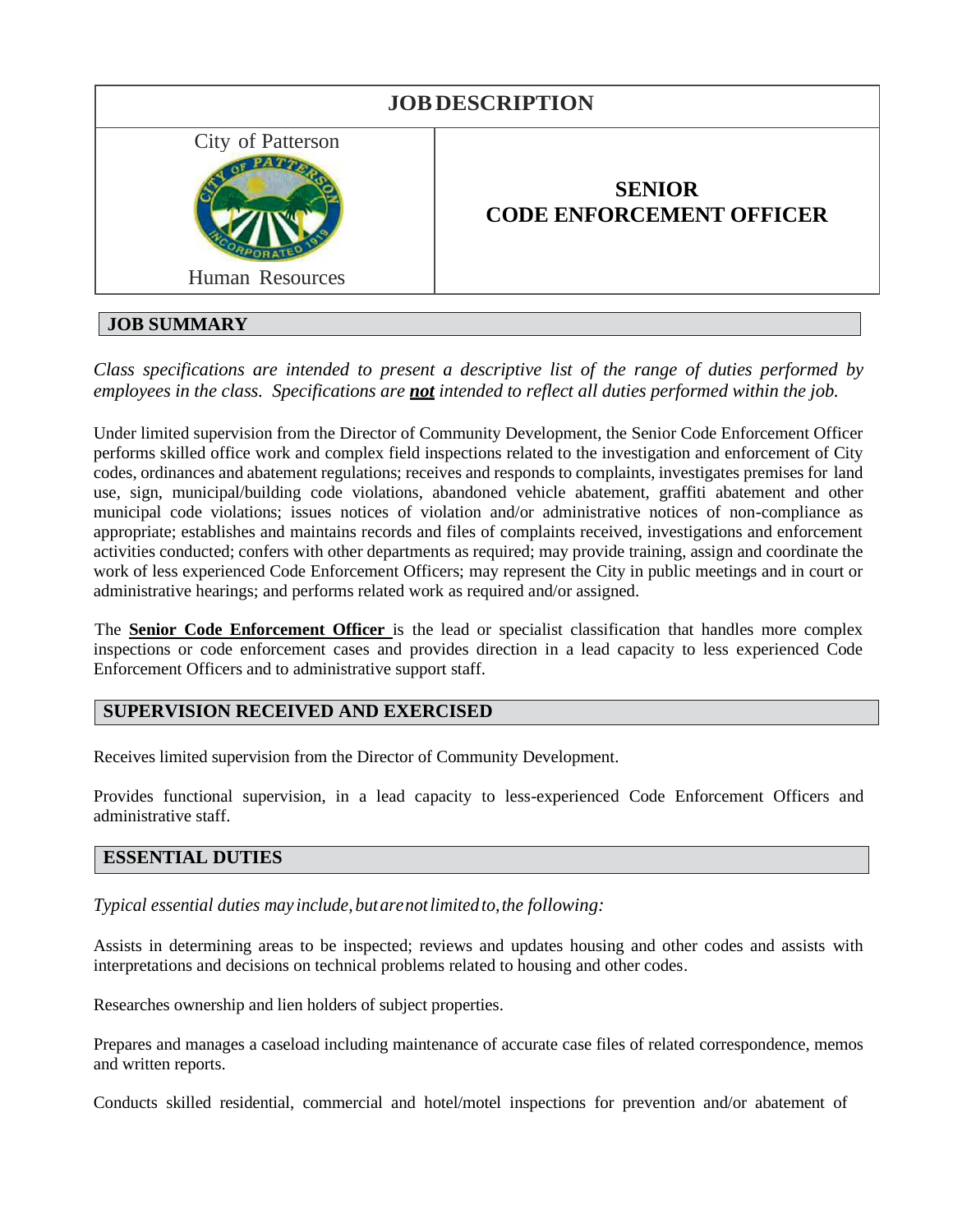# JOB DESCRIPTION

| City of Patterson<br>Human Resources | **SENIOR CODE ENFORCEMENT OFFICER** |
|---|---|

## JOB SUMMARY

*Class specifications are intended to present a descriptive list of the range of duties performed by employees in the class. Specifications are **not** intended to reflect all duties performed within the job.*

Under limited supervision from the Director of Community Development, the Senior Code Enforcement Officer performs skilled office work and complex field inspections related to the investigation and enforcement of City codes, ordinances and abatement regulations; receives and responds to complaints, investigates premises for land use, sign, municipal/building code violations, abandoned vehicle abatement, graffiti abatement and other municipal code violations; issues notices of violation and/or administrative notices of non-compliance as appropriate; establishes and maintains records and files of complaints received, investigations and enforcement activities conducted; confers with other departments as required; may provide training, assign and coordinate the work of less experienced Code Enforcement Officers; may represent the City in public meetings and in court or administrative hearings; and performs related work as required and/or assigned.

The **Senior Code Enforcement Officer** is the lead or specialist classification that handles more complex inspections or code enforcement cases and provides direction in a lead capacity to less experienced Code Enforcement Officers and to administrative support staff.

## SUPERVISION RECEIVED AND EXERCISED

Receives limited supervision from the Director of Community Development.

Provides functional supervision, in a lead capacity to less-experienced Code Enforcement Officers and administrative staff.

## ESSENTIAL DUTIES

*Typical essential duties may include, but are not limited to, the following:*

Assists in determining areas to be inspected; reviews and updates housing and other codes and assists with interpretations and decisions on technical problems related to housing and other codes.

Researches ownership and lien holders of subject properties.

Prepares and manages a caseload including maintenance of accurate case files of related correspondence, memos and written reports.

Conducts skilled residential, commercial and hotel/motel inspections for prevention and/or abatement of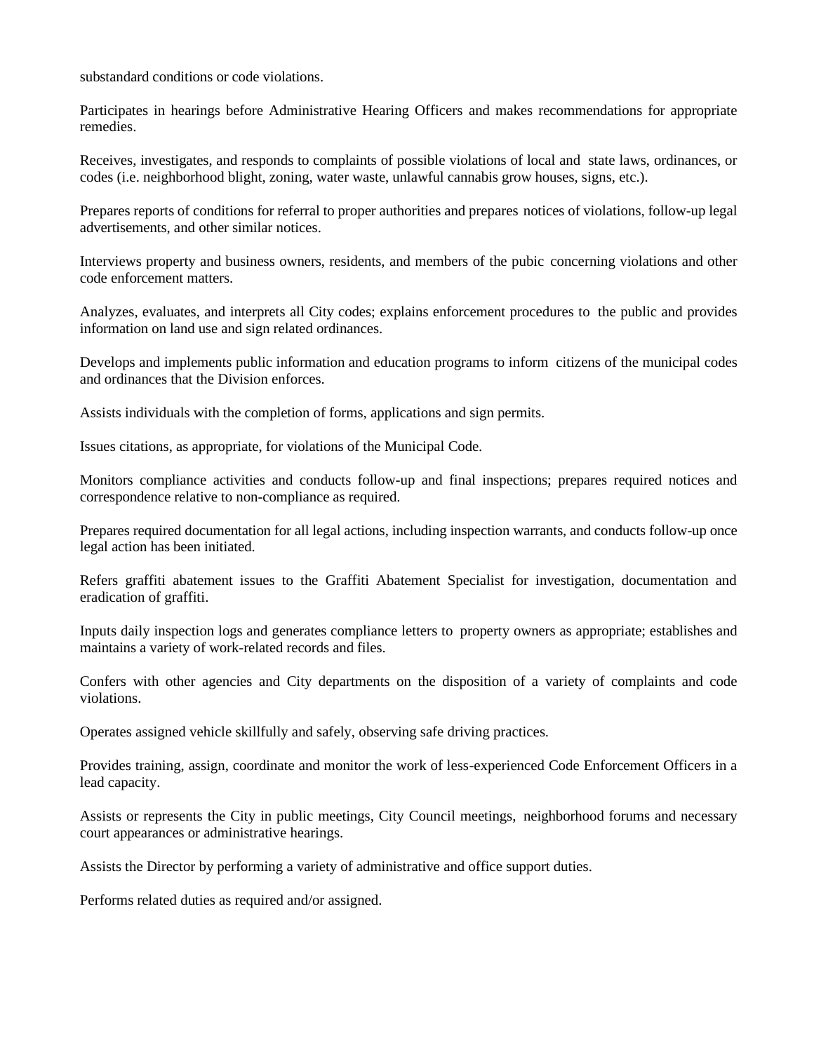substandard conditions or code violations.

Participates in hearings before Administrative Hearing Officers and makes recommendations for appropriate remedies.

Receives, investigates, and responds to complaints of possible violations of local and state laws, ordinances, or codes (i.e. neighborhood blight, zoning, water waste, unlawful cannabis grow houses, signs, etc.).

Prepares reports of conditions for referral to proper authorities and prepares notices of violations, follow-up legal advertisements, and other similar notices.

Interviews property and business owners, residents, and members of the pubic concerning violations and other code enforcement matters.

Analyzes, evaluates, and interprets all City codes; explains enforcement procedures to the public and provides information on land use and sign related ordinances.

Develops and implements public information and education programs to inform citizens of the municipal codes and ordinances that the Division enforces.

Assists individuals with the completion of forms, applications and sign permits.

Issues citations, as appropriate, for violations of the Municipal Code.

Monitors compliance activities and conducts follow-up and final inspections; prepares required notices and correspondence relative to non-compliance as required.

Prepares required documentation for all legal actions, including inspection warrants, and conducts follow-up once legal action has been initiated.

Refers graffiti abatement issues to the Graffiti Abatement Specialist for investigation, documentation and eradication of graffiti.

Inputs daily inspection logs and generates compliance letters to property owners as appropriate; establishes and maintains a variety of work-related records and files.

Confers with other agencies and City departments on the disposition of a variety of complaints and code violations.

Operates assigned vehicle skillfully and safely, observing safe driving practices.

Provides training, assign, coordinate and monitor the work of less-experienced Code Enforcement Officers in a lead capacity.

Assists or represents the City in public meetings, City Council meetings, neighborhood forums and necessary court appearances or administrative hearings.

Assists the Director by performing a variety of administrative and office support duties.

Performs related duties as required and/or assigned.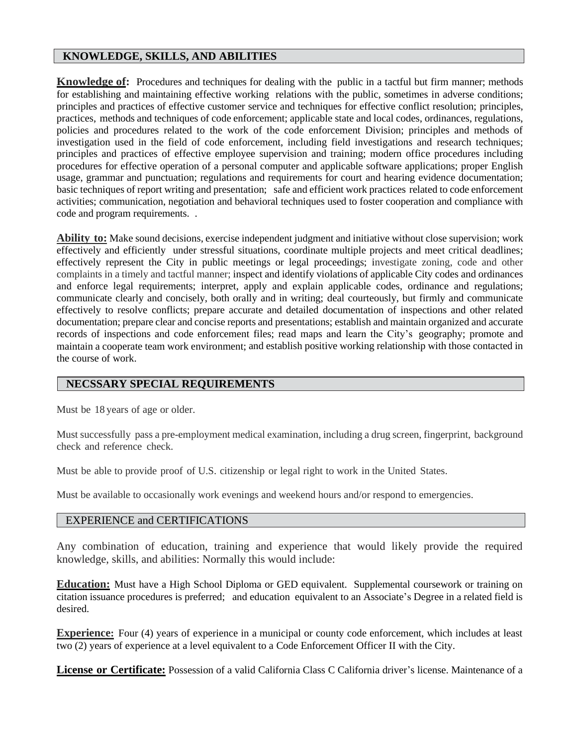## KNOWLEDGE, SKILLS, AND ABILITIES

**Knowledge of:** Procedures and techniques for dealing with the public in a tactful but firm manner; methods for establishing and maintaining effective working relations with the public, sometimes in adverse conditions; principles and practices of effective customer service and techniques for effective conflict resolution; principles, practices, methods and techniques of code enforcement; applicable state and local codes, ordinances, regulations, policies and procedures related to the work of the code enforcement Division; principles and methods of investigation used in the field of code enforcement, including field investigations and research techniques; principles and practices of effective employee supervision and training; modern office procedures including procedures for effective operation of a personal computer and applicable software applications; proper English usage, grammar and punctuation; regulations and requirements for court and hearing evidence documentation; basic techniques of report writing and presentation; safe and efficient work practices related to code enforcement activities; communication, negotiation and behavioral techniques used to foster cooperation and compliance with code and program requirements. .

**Ability to:** Make sound decisions, exercise independent judgment and initiative without close supervision; work effectively and efficiently under stressful situations, coordinate multiple projects and meet critical deadlines; effectively represent the City in public meetings or legal proceedings; investigate zoning, code and other complaints in a timely and tactful manner; inspect and identify violations of applicable City codes and ordinances and enforce legal requirements; interpret, apply and explain applicable codes, ordinance and regulations; communicate clearly and concisely, both orally and in writing; deal courteously, but firmly and communicate effectively to resolve conflicts; prepare accurate and detailed documentation of inspections and other related documentation; prepare clear and concise reports and presentations; establish and maintain organized and accurate records of inspections and code enforcement files; read maps and learn the City's geography; promote and maintain a cooperate team work environment; and establish positive working relationship with those contacted in the course of work.

## NECSSARY SPECIAL REQUIREMENTS

Must be 18 years of age or older.

Must successfully pass a pre-employment medical examination, including a drug screen, fingerprint, background check and reference check.

Must be able to provide proof of U.S. citizenship or legal right to work in the United States.

Must be available to occasionally work evenings and weekend hours and/or respond to emergencies.

## EXPERIENCE and CERTIFICATIONS

Any combination of education, training and experience that would likely provide the required knowledge, skills, and abilities: Normally this would include:

**Education:** Must have a High School Diploma or GED equivalent. Supplemental coursework or training on citation issuance procedures is preferred; and education equivalent to an Associate's Degree in a related field is desired.

**Experience:** Four (4) years of experience in a municipal or county code enforcement, which includes at least two (2) years of experience at a level equivalent to a Code Enforcement Officer II with the City.

**License or Certificate:** Possession of a valid California Class C California driver's license. Maintenance of a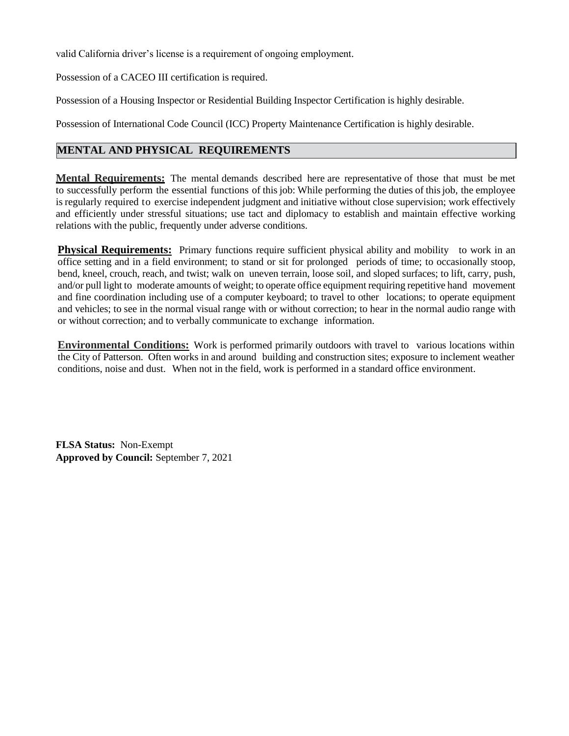valid California driver's license is a requirement of ongoing employment.

Possession of a CACEO III certification is required.

Possession of a Housing Inspector or Residential Building Inspector Certification is highly desirable.

Possession of International Code Council (ICC) Property Maintenance Certification is highly desirable.

## MENTAL AND PHYSICAL REQUIREMENTS

**Mental Requirements:** The mental demands described here are representative of those that must be met to successfully perform the essential functions of this job: While performing the duties of this job, the employee is regularly required to exercise independent judgment and initiative without close supervision; work effectively and efficiently under stressful situations; use tact and diplomacy to establish and maintain effective working relations with the public, frequently under adverse conditions.

**Physical Requirements:** Primary functions require sufficient physical ability and mobility to work in an office setting and in a field environment; to stand or sit for prolonged periods of time; to occasionally stoop, bend, kneel, crouch, reach, and twist; walk on uneven terrain, loose soil, and sloped surfaces; to lift, carry, push, and/or pull light to moderate amounts of weight; to operate office equipment requiring repetitive hand movement and fine coordination including use of a computer keyboard; to travel to other locations; to operate equipment and vehicles; to see in the normal visual range with or without correction; to hear in the normal audio range with or without correction; and to verbally communicate to exchange information.

**Environmental Conditions:** Work is performed primarily outdoors with travel to various locations within the City of Patterson. Often works in and around building and construction sites; exposure to inclement weather conditions, noise and dust. When not in the field, work is performed in a standard office environment.

**FLSA Status:** Non-Exempt
**Approved by Council:** September 7, 2021